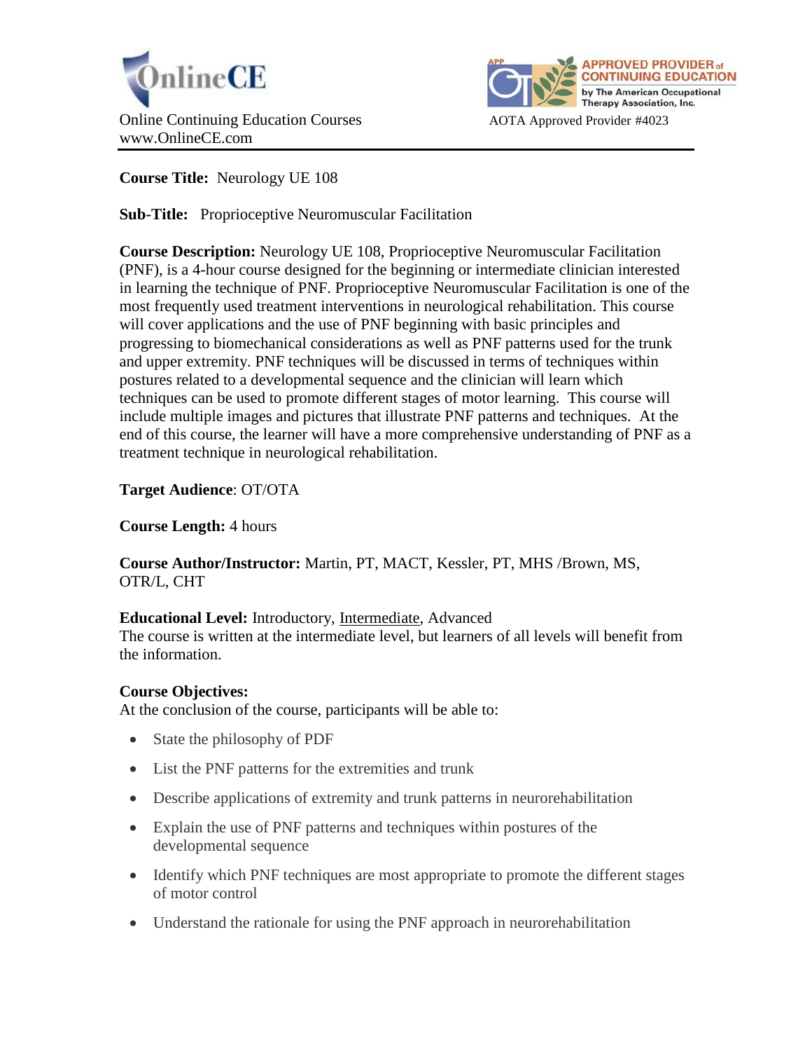OnlineCE

Online Continuing Education Courses
www.OnlineCE.com

APPROVED PROVIDER of CONTINUING EDUCATION by The American Occupational Therapy Association, Inc.

AOTA Approved Provider #4023

---

**Course Title:** Neurology UE 108

**Sub-Title:** Proprioceptive Neuromuscular Facilitation

**Course Description:** Neurology UE 108, Proprioceptive Neuromuscular Facilitation (PNF), is a 4-hour course designed for the beginning or intermediate clinician interested in learning the technique of PNF. Proprioceptive Neuromuscular Facilitation is one of the most frequently used treatment interventions in neurological rehabilitation. This course will cover applications and the use of PNF beginning with basic principles and progressing to biomechanical considerations as well as PNF patterns used for the trunk and upper extremity. PNF techniques will be discussed in terms of techniques within postures related to a developmental sequence and the clinician will learn which techniques can be used to promote different stages of motor learning. This course will include multiple images and pictures that illustrate PNF patterns and techniques. At the end of this course, the learner will have a more comprehensive understanding of PNF as a treatment technique in neurological rehabilitation.

**Target Audience**: OT/OTA

**Course Length:** 4 hours

**Course Author/Instructor:** Martin, PT, MACT, Kessler, PT, MHS /Brown, MS, OTR/L, CHT

**Educational Level:** Introductory, <u>Intermediate</u>, Advanced
The course is written at the intermediate level, but learners of all levels will benefit from the information.

**Course Objectives:**
At the conclusion of the course, participants will be able to:

- State the philosophy of PDF
- List the PNF patterns for the extremities and trunk
- Describe applications of extremity and trunk patterns in neurorehabilitation
- Explain the use of PNF patterns and techniques within postures of the developmental sequence
- Identify which PNF techniques are most appropriate to promote the different stages of motor control
- Understand the rationale for using the PNF approach in neurorehabilitation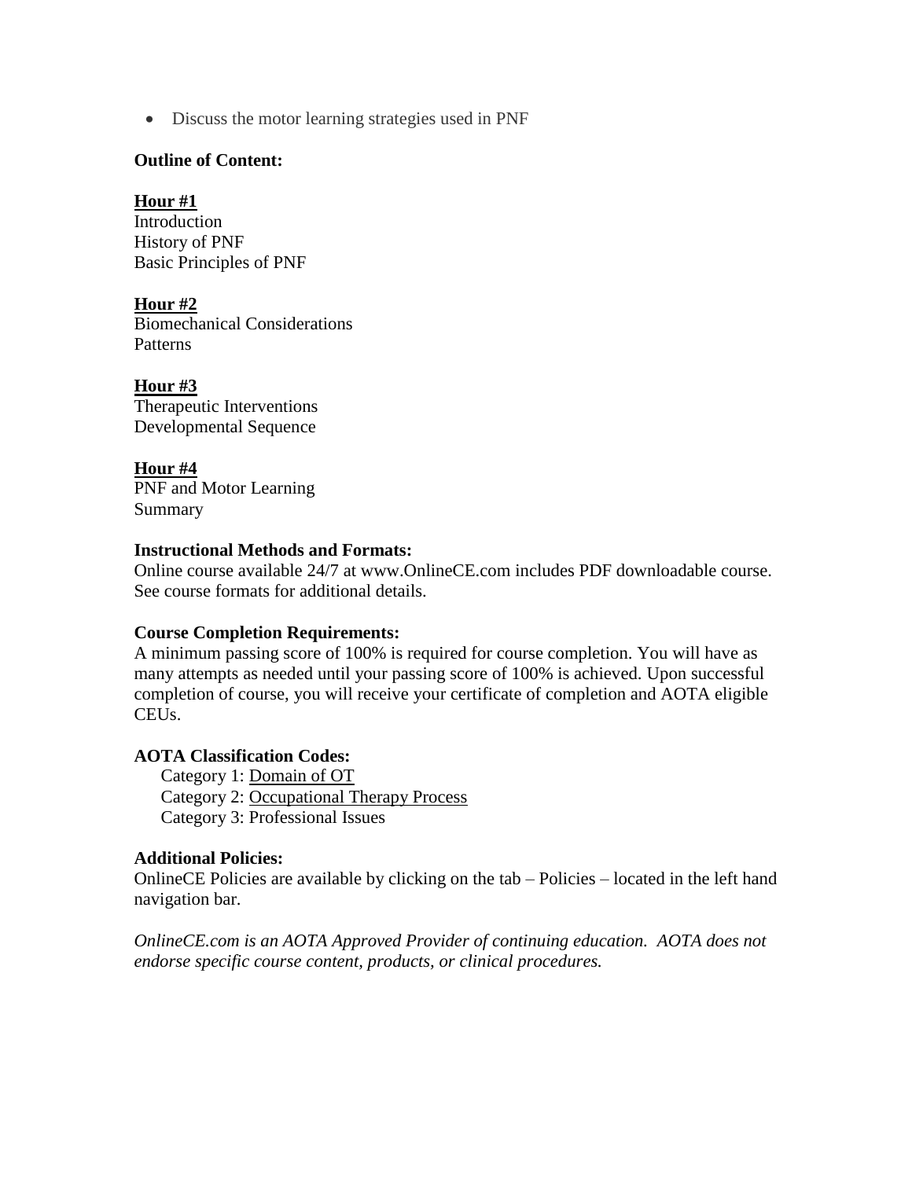- Discuss the motor learning strategies used in PNF

**Outline of Content:**

**Hour #1**
Introduction
History of PNF
Basic Principles of PNF

**Hour #2**
Biomechanical Considerations
Patterns

**Hour #3**
Therapeutic Interventions
Developmental Sequence

**Hour #4**
PNF and Motor Learning
Summary

**Instructional Methods and Formats:**
Online course available 24/7 at www.OnlineCE.com includes PDF downloadable course. See course formats for additional details.

**Course Completion Requirements:**
A minimum passing score of 100% is required for course completion. You will have as many attempts as needed until your passing score of 100% is achieved. Upon successful completion of course, you will receive your certificate of completion and AOTA eligible CEUs.

**AOTA Classification Codes:**
Category 1: Domain of OT
Category 2: Occupational Therapy Process
Category 3: Professional Issues

**Additional Policies:**
OnlineCE Policies are available by clicking on the tab – Policies – located in the left hand navigation bar.

*OnlineCE.com is an AOTA Approved Provider of continuing education. AOTA does not endorse specific course content, products, or clinical procedures.*